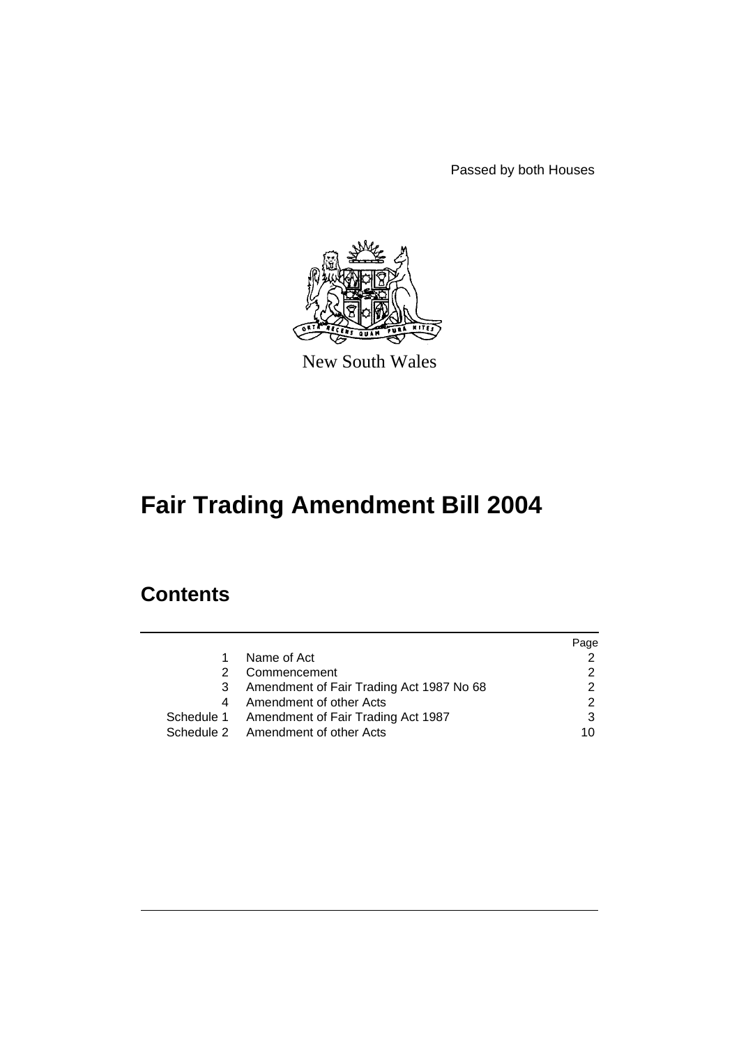Passed by both Houses

New South Wales

# Fair Trading Amendment Bill 2004

## Contents

| | | Page |
|---|---|---|
| 1 | Name of Act | 2 |
| 2 | Commencement | 2 |
| 3 | Amendment of Fair Trading Act 1987 No 68 | 2 |
| 4 | Amendment of other Acts | 2 |
| Schedule 1 | Amendment of Fair Trading Act 1987 | 3 |
| Schedule 2 | Amendment of other Acts | 10 |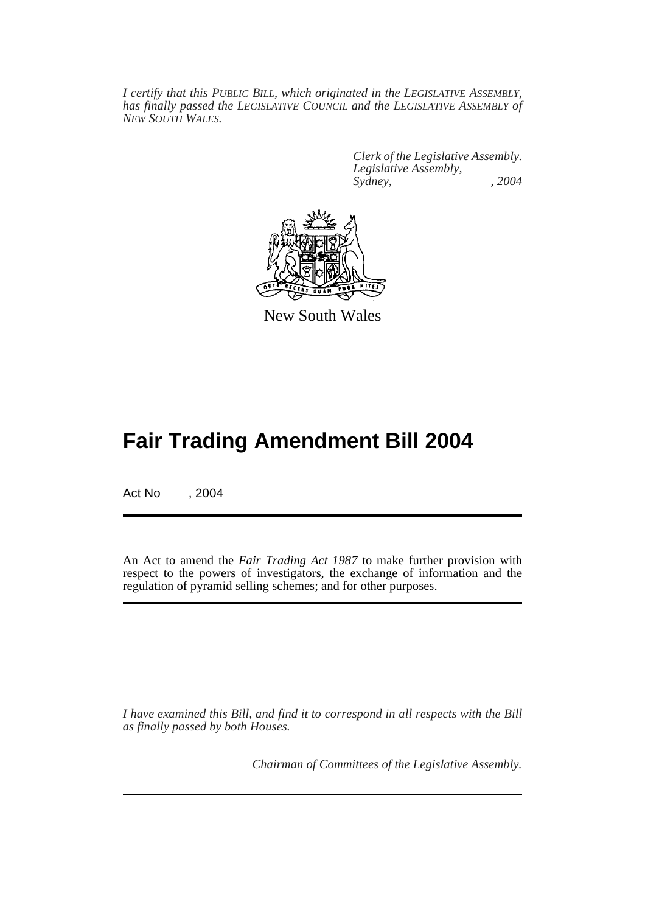*I certify that this PUBLIC BILL, which originated in the LEGISLATIVE ASSEMBLY, has finally passed the LEGISLATIVE COUNCIL and the LEGISLATIVE ASSEMBLY of NEW SOUTH WALES.*

*Clerk of the Legislative Assembly.*
*Legislative Assembly,*
*Sydney, , 2004*

New South Wales

# Fair Trading Amendment Bill 2004

Act No , 2004

An Act to amend the *Fair Trading Act 1987* to make further provision with respect to the powers of investigators, the exchange of information and the regulation of pyramid selling schemes; and for other purposes.

*I have examined this Bill, and find it to correspond in all respects with the Bill as finally passed by both Houses.*

*Chairman of Committees of the Legislative Assembly.*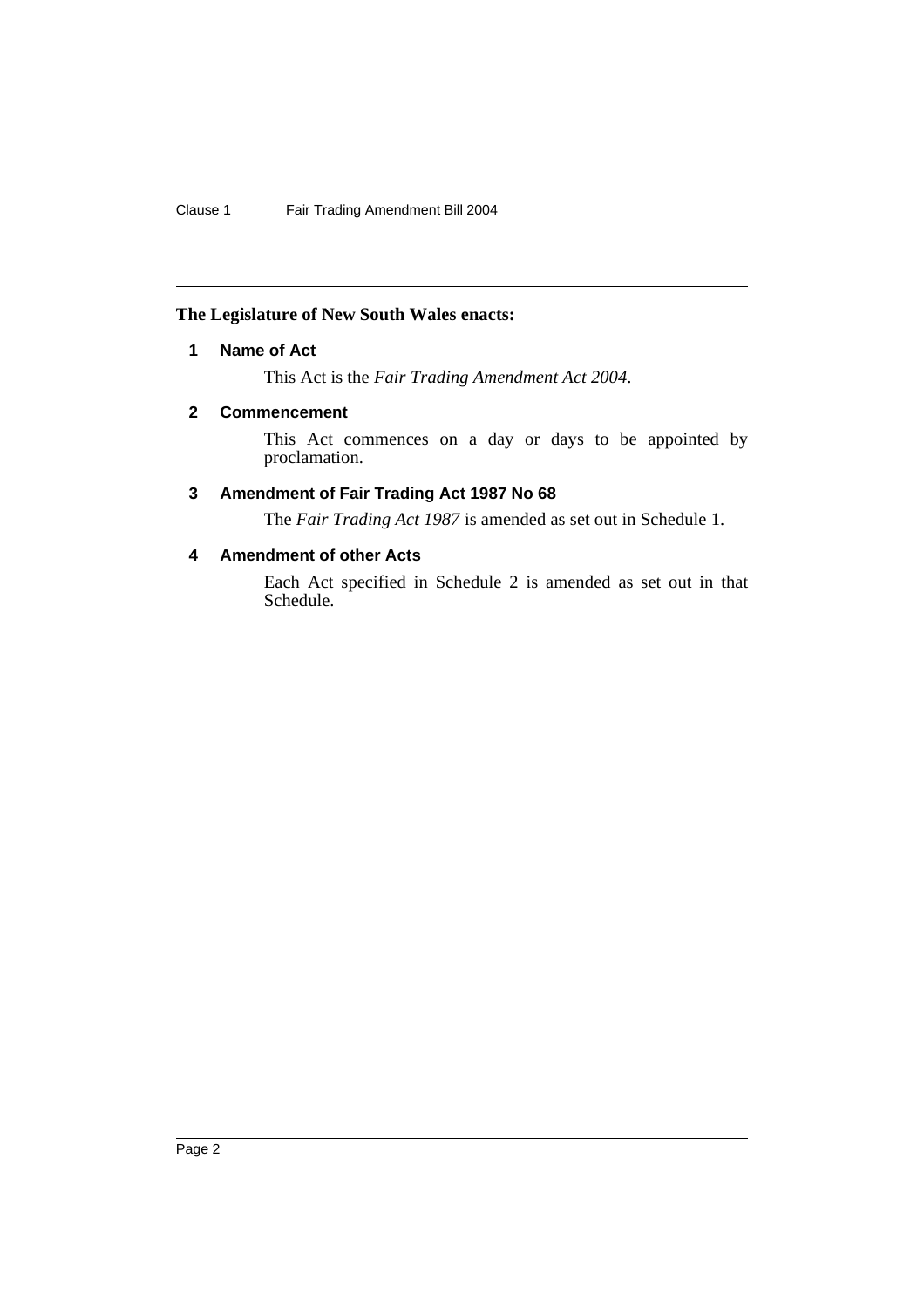**The Legislature of New South Wales enacts:**

### 1 Name of Act

This Act is the *Fair Trading Amendment Act 2004*.

### 2 Commencement

This Act commences on a day or days to be appointed by proclamation.

### 3 Amendment of Fair Trading Act 1987 No 68

The *Fair Trading Act 1987* is amended as set out in Schedule 1.

### 4 Amendment of other Acts

Each Act specified in Schedule 2 is amended as set out in that Schedule.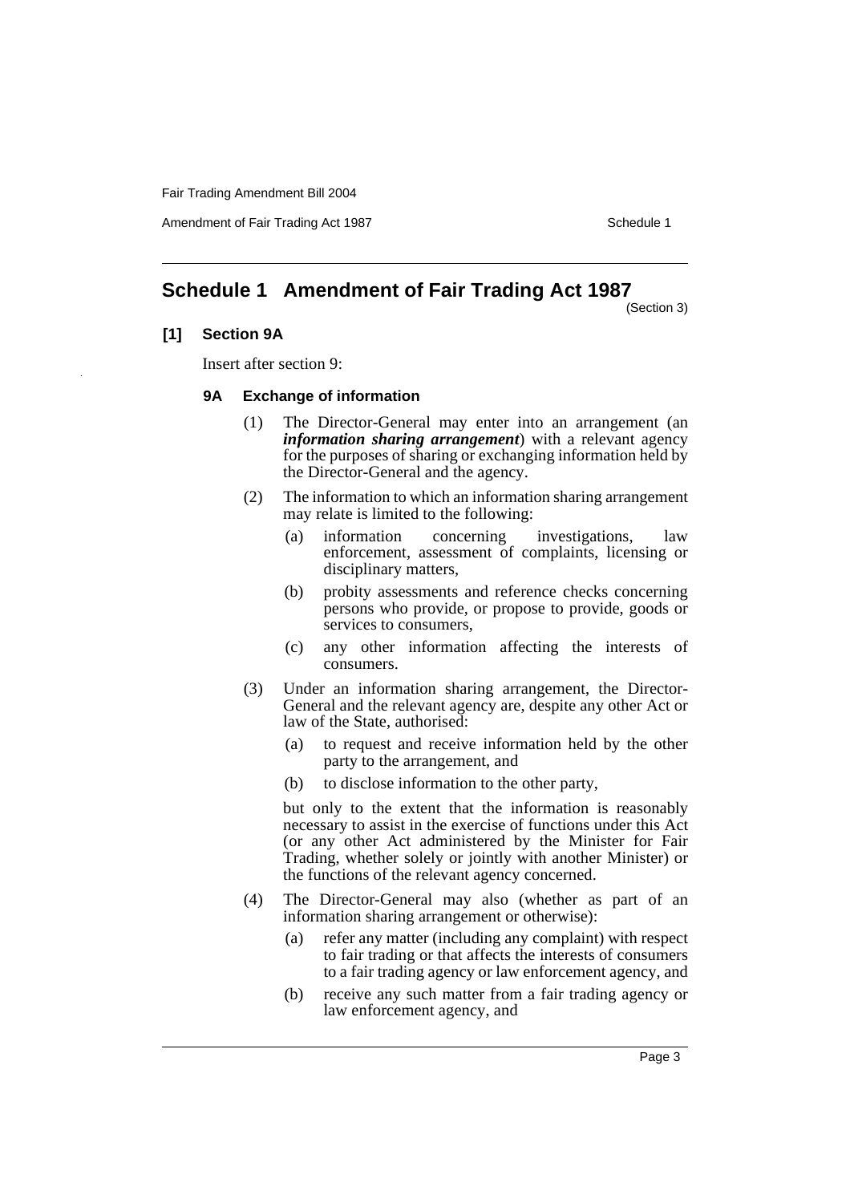# Schedule 1 Amendment of Fair Trading Act 1987

(Section 3)

**[1] Section 9A**

Insert after section 9:

**9A Exchange of information**

(1) The Director-General may enter into an arrangement (an ***information sharing arrangement***) with a relevant agency for the purposes of sharing or exchanging information held by the Director-General and the agency.

(2) The information to which an information sharing arrangement may relate is limited to the following:

(a) information concerning investigations, law enforcement, assessment of complaints, licensing or disciplinary matters,

(b) probity assessments and reference checks concerning persons who provide, or propose to provide, goods or services to consumers,

(c) any other information affecting the interests of consumers.

(3) Under an information sharing arrangement, the Director-General and the relevant agency are, despite any other Act or law of the State, authorised:

(a) to request and receive information held by the other party to the arrangement, and

(b) to disclose information to the other party,

but only to the extent that the information is reasonably necessary to assist in the exercise of functions under this Act (or any other Act administered by the Minister for Fair Trading, whether solely or jointly with another Minister) or the functions of the relevant agency concerned.

(4) The Director-General may also (whether as part of an information sharing arrangement or otherwise):

(a) refer any matter (including any complaint) with respect to fair trading or that affects the interests of consumers to a fair trading agency or law enforcement agency, and

(b) receive any such matter from a fair trading agency or law enforcement agency, and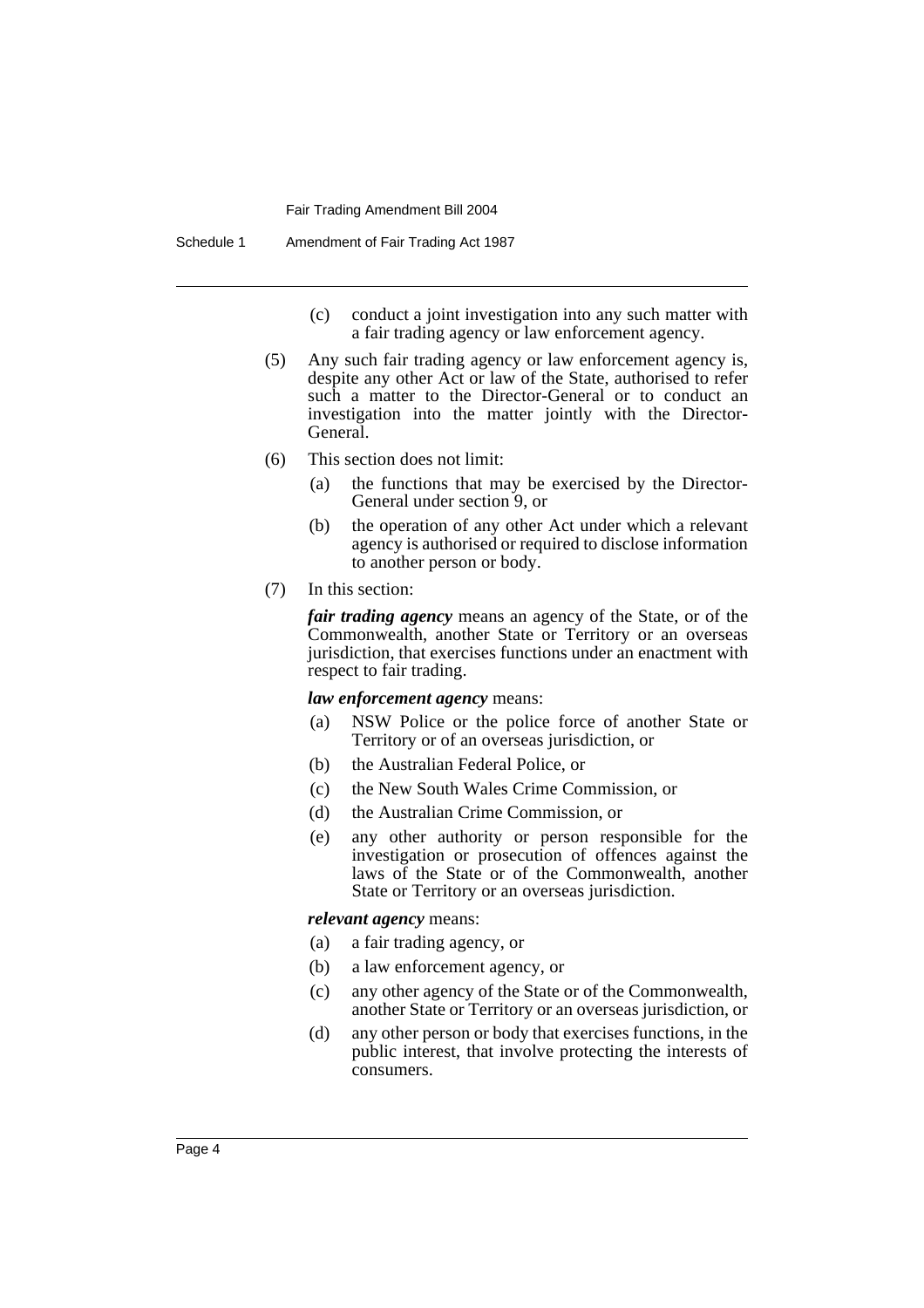(c) conduct a joint investigation into any such matter with a fair trading agency or law enforcement agency.

(5) Any such fair trading agency or law enforcement agency is, despite any other Act or law of the State, authorised to refer such a matter to the Director-General or to conduct an investigation into the matter jointly with the Director-General.

(6) This section does not limit:

- (a) the functions that may be exercised by the Director-General under section 9, or
- (b) the operation of any other Act under which a relevant agency is authorised or required to disclose information to another person or body.

(7) In this section:

***fair trading agency*** means an agency of the State, or of the Commonwealth, another State or Territory or an overseas jurisdiction, that exercises functions under an enactment with respect to fair trading.

***law enforcement agency*** means:

- (a) NSW Police or the police force of another State or Territory or of an overseas jurisdiction, or
- (b) the Australian Federal Police, or
- (c) the New South Wales Crime Commission, or
- (d) the Australian Crime Commission, or
- (e) any other authority or person responsible for the investigation or prosecution of offences against the laws of the State or of the Commonwealth, another State or Territory or an overseas jurisdiction.

***relevant agency*** means:

- (a) a fair trading agency, or
- (b) a law enforcement agency, or
- (c) any other agency of the State or of the Commonwealth, another State or Territory or an overseas jurisdiction, or
- (d) any other person or body that exercises functions, in the public interest, that involve protecting the interests of consumers.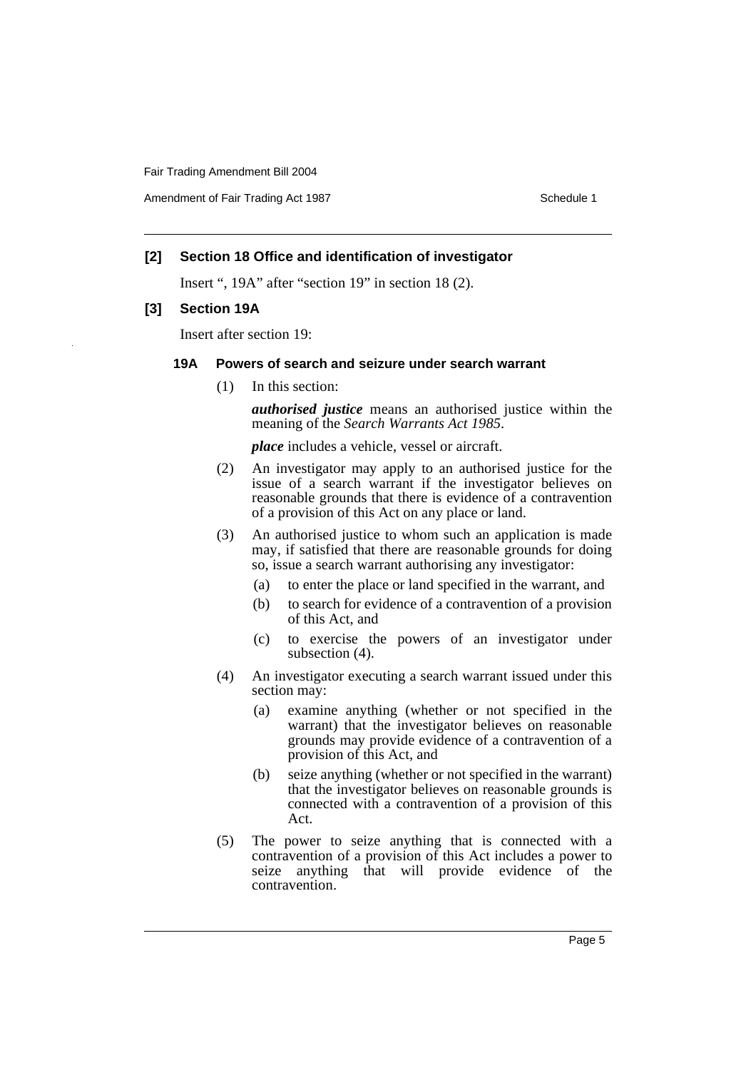### [2] Section 18 Office and identification of investigator

Insert ", 19A" after "section 19" in section 18 (2).

### [3] Section 19A

Insert after section 19:

#### 19A Powers of search and seizure under search warrant

(1) In this section:

***authorised justice*** means an authorised justice within the meaning of the *Search Warrants Act 1985*.

***place*** includes a vehicle, vessel or aircraft.

(2) An investigator may apply to an authorised justice for the issue of a search warrant if the investigator believes on reasonable grounds that there is evidence of a contravention of a provision of this Act on any place or land.

(3) An authorised justice to whom such an application is made may, if satisfied that there are reasonable grounds for doing so, issue a search warrant authorising any investigator:

- (a) to enter the place or land specified in the warrant, and
- (b) to search for evidence of a contravention of a provision of this Act, and
- (c) to exercise the powers of an investigator under subsection (4).

(4) An investigator executing a search warrant issued under this section may:

- (a) examine anything (whether or not specified in the warrant) that the investigator believes on reasonable grounds may provide evidence of a contravention of a provision of this Act, and
- (b) seize anything (whether or not specified in the warrant) that the investigator believes on reasonable grounds is connected with a contravention of a provision of this Act.

(5) The power to seize anything that is connected with a contravention of a provision of this Act includes a power to seize anything that will provide evidence of the contravention.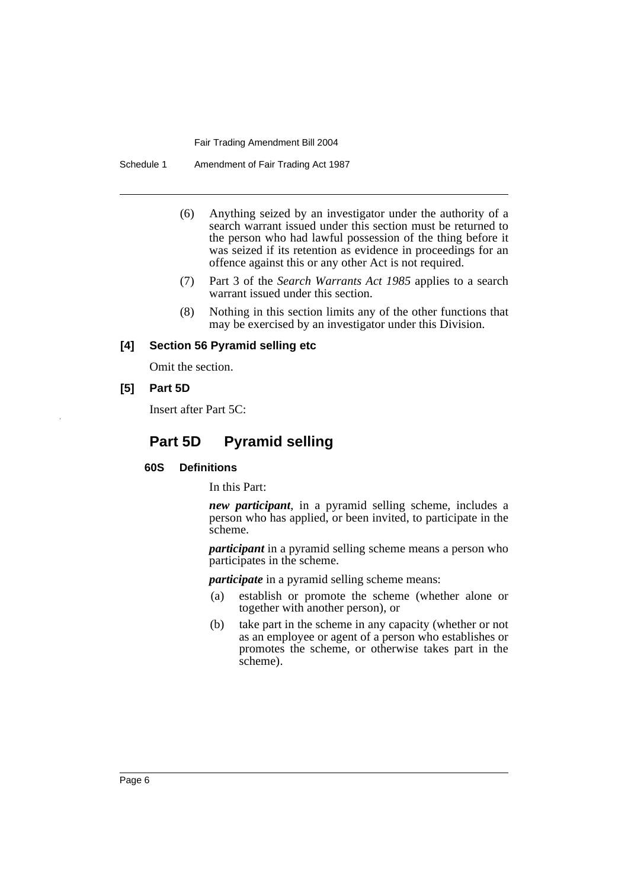(6) Anything seized by an investigator under the authority of a search warrant issued under this section must be returned to the person who had lawful possession of the thing before it was seized if its retention as evidence in proceedings for an offence against this or any other Act is not required.

(7) Part 3 of the *Search Warrants Act 1985* applies to a search warrant issued under this section.

(8) Nothing in this section limits any of the other functions that may be exercised by an investigator under this Division.

**[4] Section 56 Pyramid selling etc**

Omit the section.

**[5] Part 5D**

Insert after Part 5C:

## Part 5D Pyramid selling

### 60S Definitions

In this Part:

***new participant***, in a pyramid selling scheme, includes a person who has applied, or been invited, to participate in the scheme.

***participant*** in a pyramid selling scheme means a person who participates in the scheme.

***participate*** in a pyramid selling scheme means:

(a) establish or promote the scheme (whether alone or together with another person), or

(b) take part in the scheme in any capacity (whether or not as an employee or agent of a person who establishes or promotes the scheme, or otherwise takes part in the scheme).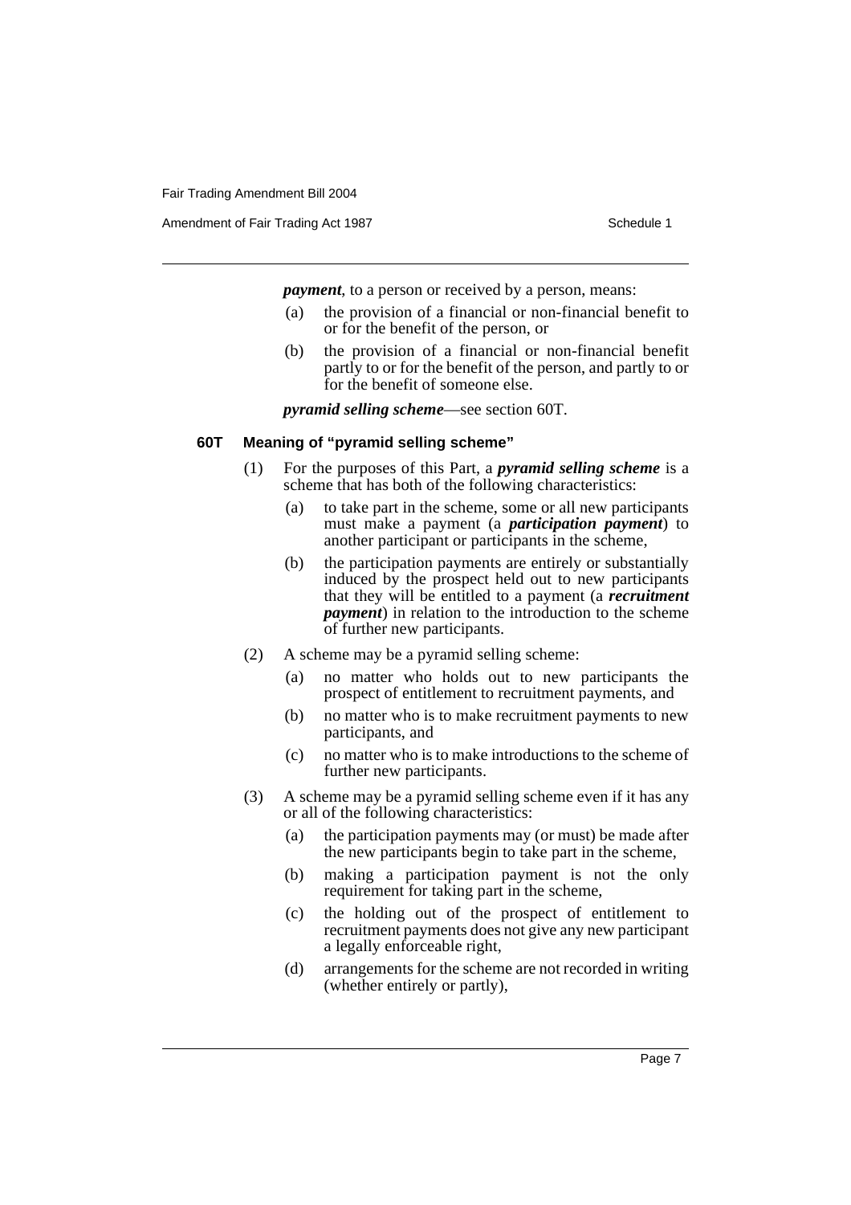***payment***, to a person or received by a person, means:

- (a) the provision of a financial or non-financial benefit to or for the benefit of the person, or
- (b) the provision of a financial or non-financial benefit partly to or for the benefit of the person, and partly to or for the benefit of someone else.

***pyramid selling scheme***—see section 60T.

**60T Meaning of "pyramid selling scheme"**

(1) For the purposes of this Part, a ***pyramid selling scheme*** is a scheme that has both of the following characteristics:

- (a) to take part in the scheme, some or all new participants must make a payment (a ***participation payment***) to another participant or participants in the scheme,
- (b) the participation payments are entirely or substantially induced by the prospect held out to new participants that they will be entitled to a payment (a ***recruitment payment***) in relation to the introduction to the scheme of further new participants.

(2) A scheme may be a pyramid selling scheme:

- (a) no matter who holds out to new participants the prospect of entitlement to recruitment payments, and
- (b) no matter who is to make recruitment payments to new participants, and
- (c) no matter who is to make introductions to the scheme of further new participants.

(3) A scheme may be a pyramid selling scheme even if it has any or all of the following characteristics:

- (a) the participation payments may (or must) be made after the new participants begin to take part in the scheme,
- (b) making a participation payment is not the only requirement for taking part in the scheme,
- (c) the holding out of the prospect of entitlement to recruitment payments does not give any new participant a legally enforceable right,
- (d) arrangements for the scheme are not recorded in writing (whether entirely or partly),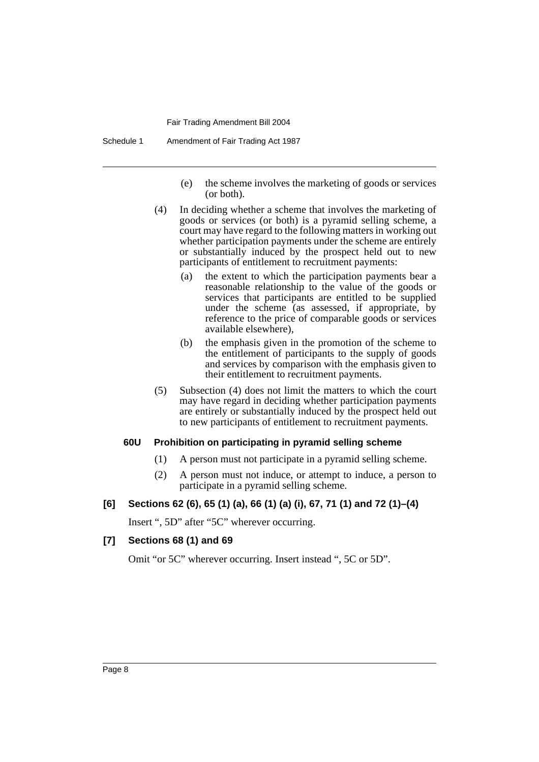(e) the scheme involves the marketing of goods or services (or both).

(4) In deciding whether a scheme that involves the marketing of goods or services (or both) is a pyramid selling scheme, a court may have regard to the following matters in working out whether participation payments under the scheme are entirely or substantially induced by the prospect held out to new participants of entitlement to recruitment payments:

(a) the extent to which the participation payments bear a reasonable relationship to the value of the goods or services that participants are entitled to be supplied under the scheme (as assessed, if appropriate, by reference to the price of comparable goods or services available elsewhere),

(b) the emphasis given in the promotion of the scheme to the entitlement of participants to the supply of goods and services by comparison with the emphasis given to their entitlement to recruitment payments.

(5) Subsection (4) does not limit the matters to which the court may have regard in deciding whether participation payments are entirely or substantially induced by the prospect held out to new participants of entitlement to recruitment payments.

**60U Prohibition on participating in pyramid selling scheme**

(1) A person must not participate in a pyramid selling scheme.

(2) A person must not induce, or attempt to induce, a person to participate in a pyramid selling scheme.

### [6] Sections 62 (6), 65 (1) (a), 66 (1) (a) (i), 67, 71 (1) and 72 (1)–(4)

Insert ", 5D" after "5C" wherever occurring.

### [7] Sections 68 (1) and 69

Omit "or 5C" wherever occurring. Insert instead ", 5C or 5D".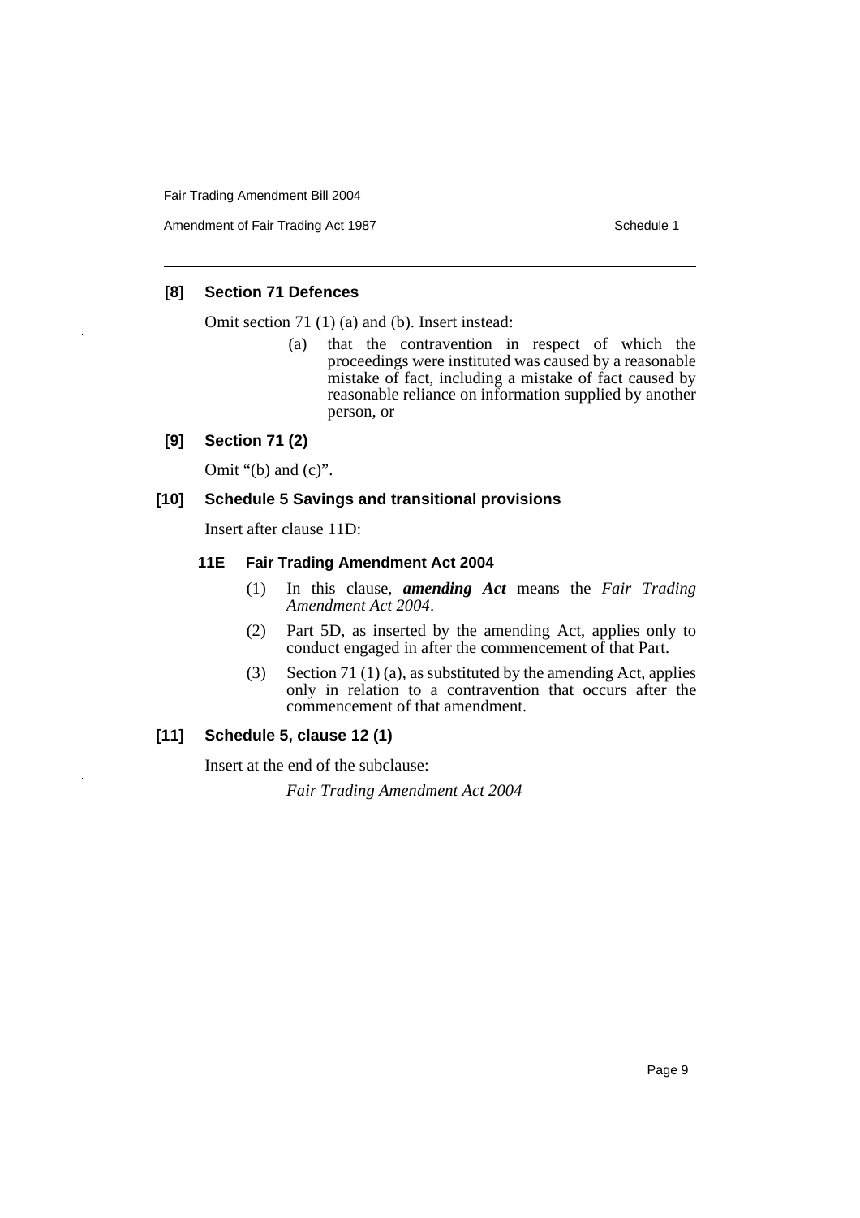### [8] Section 71 Defences

Omit section 71 (1) (a) and (b). Insert instead:

> (a) that the contravention in respect of which the proceedings were instituted was caused by a reasonable mistake of fact, including a mistake of fact caused by reasonable reliance on information supplied by another person, or

### [9] Section 71 (2)

Omit "(b) and (c)".

### [10] Schedule 5 Savings and transitional provisions

Insert after clause 11D:

#### 11E Fair Trading Amendment Act 2004

(1) In this clause, ***amending Act*** means the *Fair Trading Amendment Act 2004*.

(2) Part 5D, as inserted by the amending Act, applies only to conduct engaged in after the commencement of that Part.

(3) Section 71 (1) (a), as substituted by the amending Act, applies only in relation to a contravention that occurs after the commencement of that amendment.

### [11] Schedule 5, clause 12 (1)

Insert at the end of the subclause:

*Fair Trading Amendment Act 2004*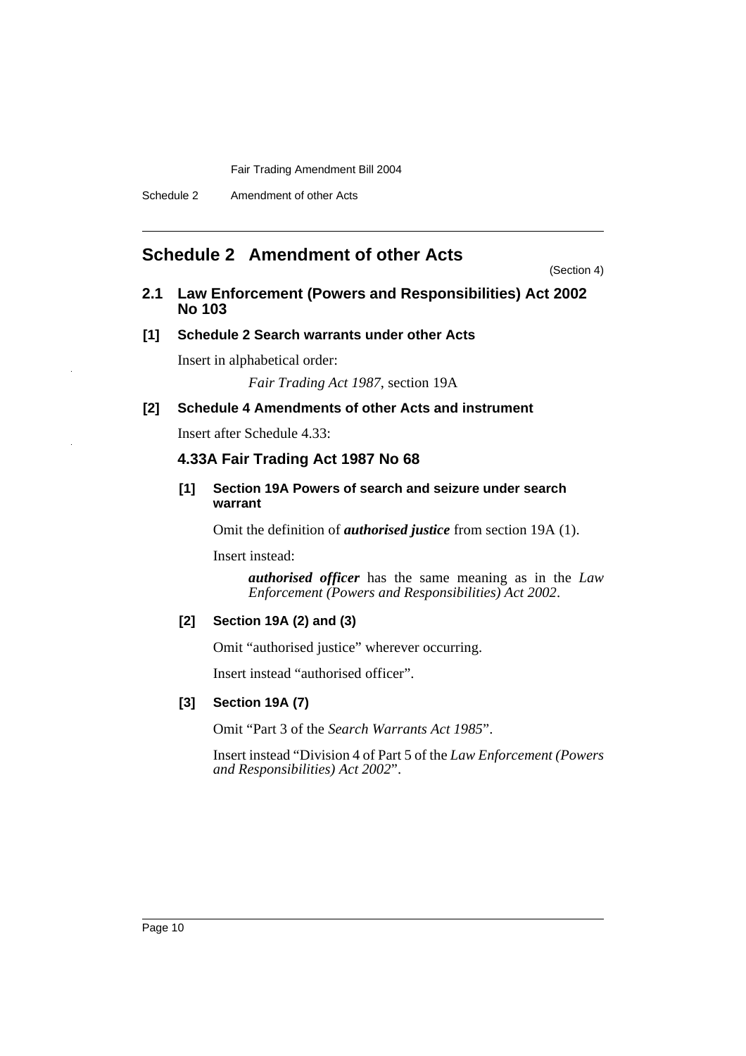# Schedule 2 Amendment of other Acts

(Section 4)

## 2.1 Law Enforcement (Powers and Responsibilities) Act 2002 No 103

### [1] Schedule 2 Search warrants under other Acts

Insert in alphabetical order:

*Fair Trading Act 1987*, section 19A

### [2] Schedule 4 Amendments of other Acts and instrument

Insert after Schedule 4.33:

### 4.33A Fair Trading Act 1987 No 68

#### [1] Section 19A Powers of search and seizure under search warrant

Omit the definition of ***authorised justice*** from section 19A (1).

Insert instead:

***authorised officer*** has the same meaning as in the *Law Enforcement (Powers and Responsibilities) Act 2002*.

#### [2] Section 19A (2) and (3)

Omit "authorised justice" wherever occurring.

Insert instead "authorised officer".

#### [3] Section 19A (7)

Omit "Part 3 of the *Search Warrants Act 1985*".

Insert instead "Division 4 of Part 5 of the *Law Enforcement (Powers and Responsibilities) Act 2002*".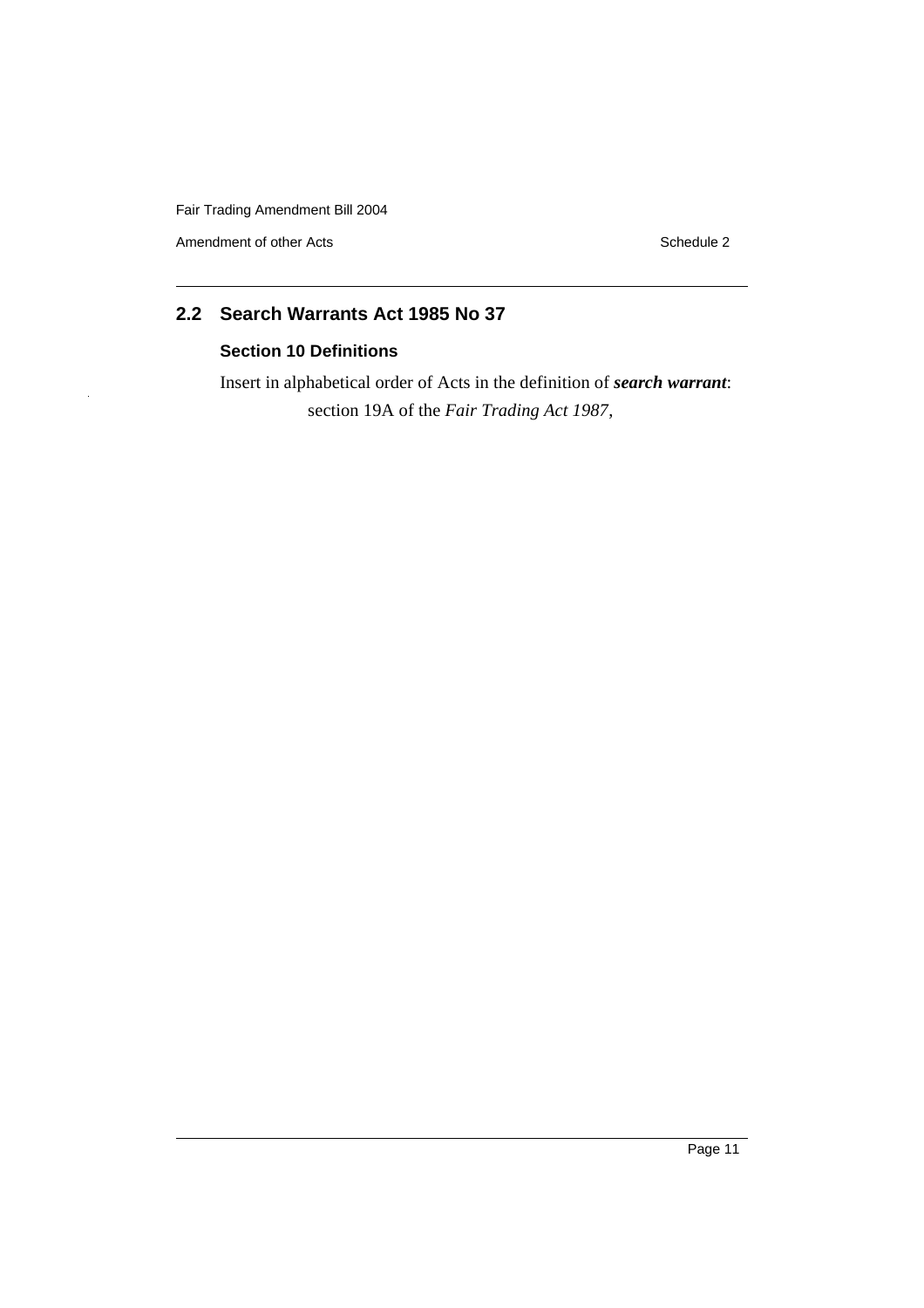## 2.2 Search Warrants Act 1985 No 37

### Section 10 Definitions

Insert in alphabetical order of Acts in the definition of ***search warrant***:

section 19A of the *Fair Trading Act 1987*,